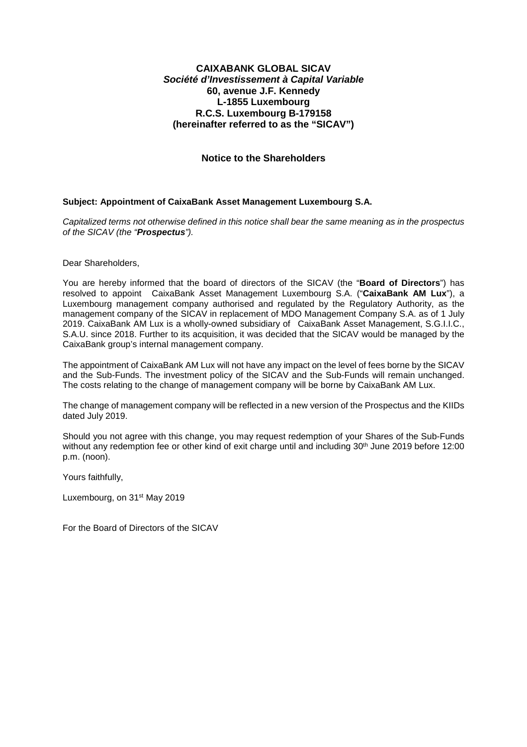**CAIXABANK GLOBAL SICAV**
***Société d'Investissement à Capital Variable***
**60, avenue J.F. Kennedy**
**L-1855 Luxembourg**
**R.C.S. Luxembourg B-179158**
**(hereinafter referred to as the "SICAV")**

## Notice to the Shareholders

**Subject: Appointment of CaixaBank Asset Management Luxembourg S.A.**

*Capitalized terms not otherwise defined in this notice shall bear the same meaning as in the prospectus of the SICAV (the "**Prospectus**").*

Dear Shareholders,

You are hereby informed that the board of directors of the SICAV (the "**Board of Directors**") has resolved to appoint CaixaBank Asset Management Luxembourg S.A. ("**CaixaBank AM Lux**"), a Luxembourg management company authorised and regulated by the Regulatory Authority, as the management company of the SICAV in replacement of MDO Management Company S.A. as of 1 July 2019. CaixaBank AM Lux is a wholly-owned subsidiary of CaixaBank Asset Management, S.G.I.I.C., S.A.U. since 2018. Further to its acquisition, it was decided that the SICAV would be managed by the CaixaBank group's internal management company.

The appointment of CaixaBank AM Lux will not have any impact on the level of fees borne by the SICAV and the Sub-Funds. The investment policy of the SICAV and the Sub-Funds will remain unchanged. The costs relating to the change of management company will be borne by CaixaBank AM Lux.

The change of management company will be reflected in a new version of the Prospectus and the KIIDs dated July 2019.

Should you not agree with this change, you may request redemption of your Shares of the Sub-Funds without any redemption fee or other kind of exit charge until and including 30th June 2019 before 12:00 p.m. (noon).

Yours faithfully,

Luxembourg, on 31st May 2019

For the Board of Directors of the SICAV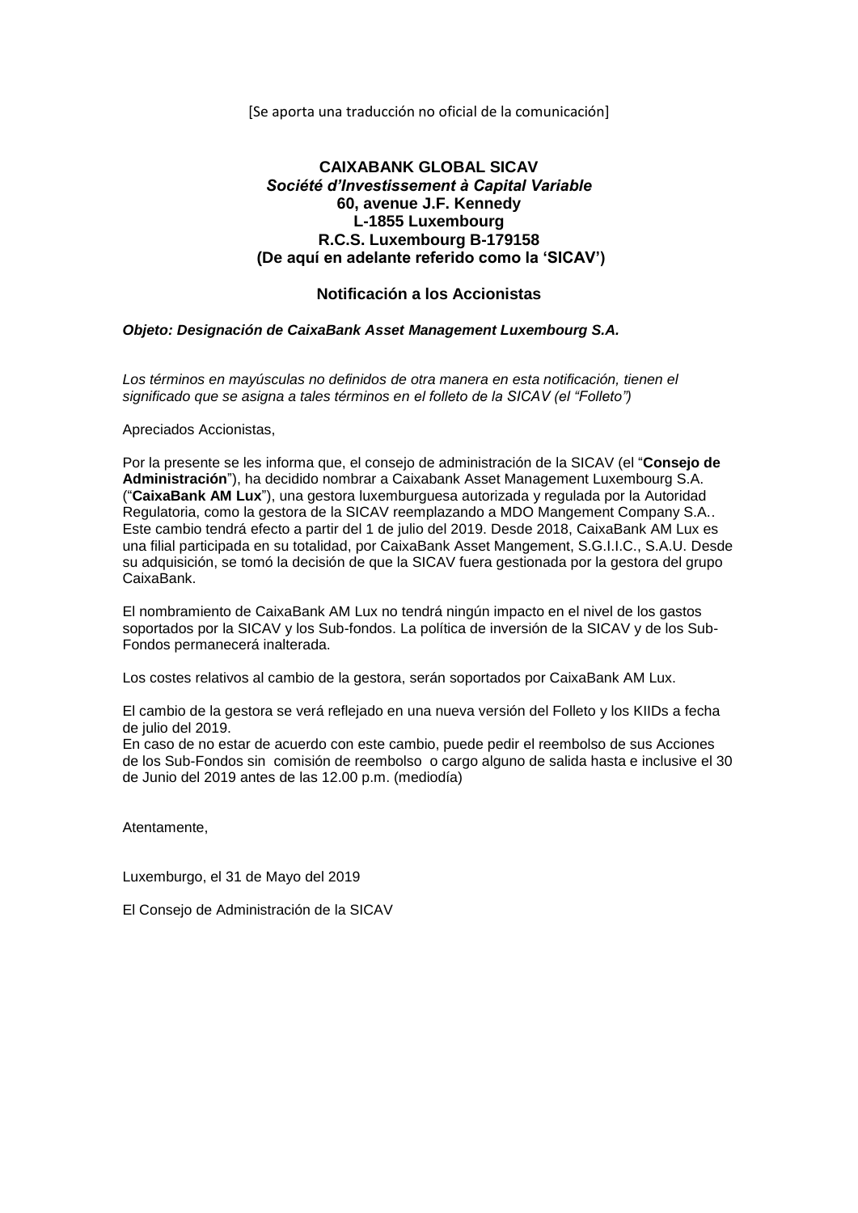[Se aporta una traducción no oficial de la comunicación]

**CAIXABANK GLOBAL SICAV**
***Société d'Investissement à Capital Variable***
**60, avenue J.F. Kennedy**
**L-1855 Luxembourg**
**R.C.S. Luxembourg B-179158**
**(De aquí en adelante referido como la 'SICAV')**

## Notificación a los Accionistas

***Objeto: Designación de CaixaBank Asset Management Luxembourg S.A.***

*Los términos en mayúsculas no definidos de otra manera en esta notificación, tienen el significado que se asigna a tales términos en el folleto de la SICAV (el "Folleto")*

Apreciados Accionistas,

Por la presente se les informa que, el consejo de administración de la SICAV (el "**Consejo de Administración**"), ha decidido nombrar a Caixabank Asset Management Luxembourg S.A. ("**CaixaBank AM Lux**"), una gestora luxemburguesa autorizada y regulada por la Autoridad Regulatoria, como la gestora de la SICAV reemplazando a MDO Mangement Company S.A.. Este cambio tendrá efecto a partir del 1 de julio del 2019. Desde 2018, CaixaBank AM Lux es una filial participada en su totalidad, por CaixaBank Asset Mangement, S.G.I.I.C., S.A.U. Desde su adquisición, se tomó la decisión de que la SICAV fuera gestionada por la gestora del grupo CaixaBank.

El nombramiento de CaixaBank AM Lux no tendrá ningún impacto en el nivel de los gastos soportados por la SICAV y los Sub-fondos. La política de inversión de la SICAV y de los Sub-Fondos permanecerá inalterada.

Los costes relativos al cambio de la gestora, serán soportados por CaixaBank AM Lux.

El cambio de la gestora se verá reflejado en una nueva versión del Folleto y los KIIDs a fecha de julio del 2019.
En caso de no estar de acuerdo con este cambio, puede pedir el reembolso de sus Acciones de los Sub-Fondos sin comisión de reembolso o cargo alguno de salida hasta e inclusive el 30 de Junio del 2019 antes de las 12.00 p.m. (mediodía)

Atentamente,

Luxemburgo, el 31 de Mayo del 2019

El Consejo de Administración de la SICAV